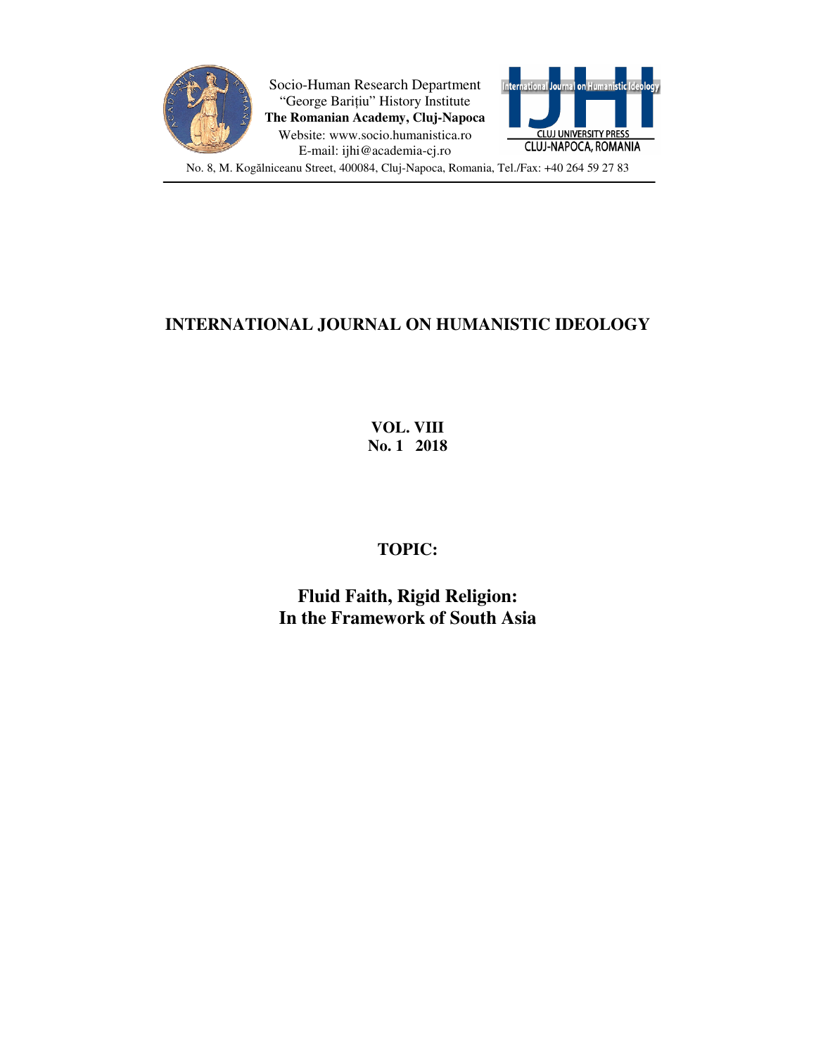Socio-Human Research Department
"George Barițiu" History Institute
**The Romanian Academy, Cluj-Napoca**
Website: www.socio.humanistica.ro
E-mail: ijhi@academia-cj.ro

International Journal on Humanistic Ideology
CLUJ UNIVERSITY PRESS
CLUJ-NAPOCA, ROMANIA

No. 8, M. Kogălniceanu Street, 400084, Cluj-Napoca, Romania, Tel./Fax: +40 264 59 27 83

# INTERNATIONAL JOURNAL ON HUMANISTIC IDEOLOGY

**VOL. VIII**
**No. 1 2018**

## TOPIC:

## Fluid Faith, Rigid Religion: In the Framework of South Asia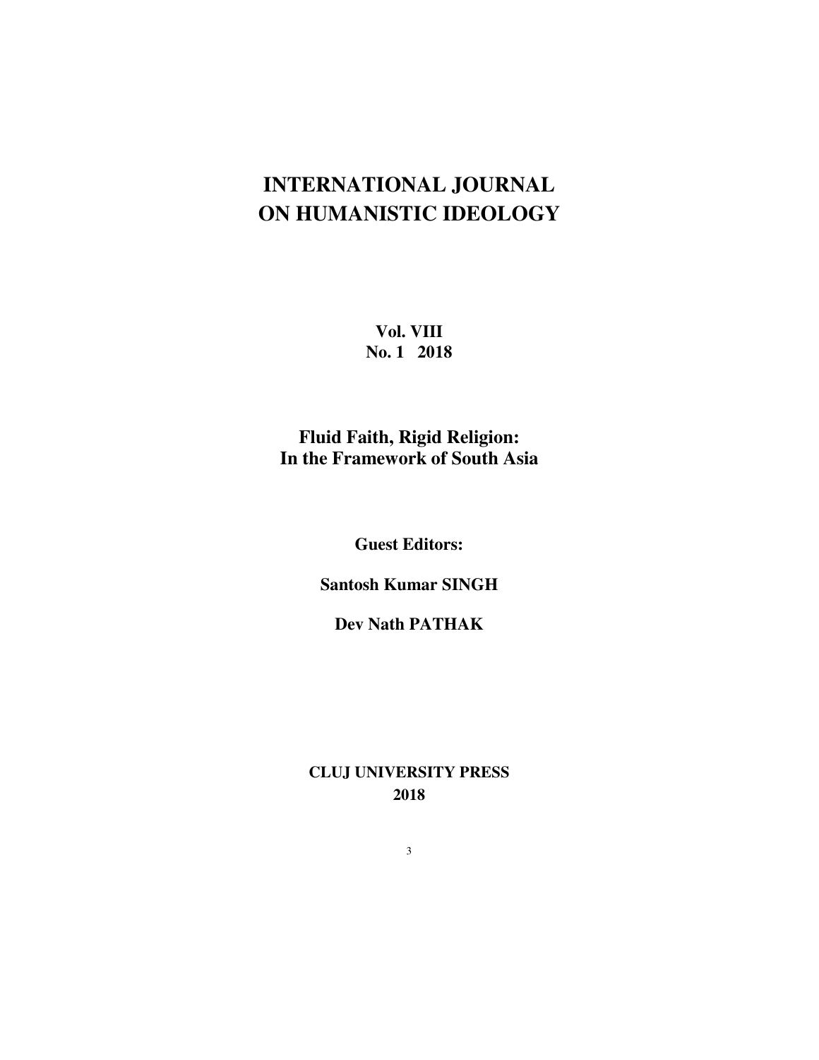# INTERNATIONAL JOURNAL ON HUMANISTIC IDEOLOGY

**Vol. VIII**
**No. 1 2018**

## Fluid Faith, Rigid Religion: In the Framework of South Asia

**Guest Editors:**

**Santosh Kumar SINGH**

**Dev Nath PATHAK**

**CLUJ UNIVERSITY PRESS**
**2018**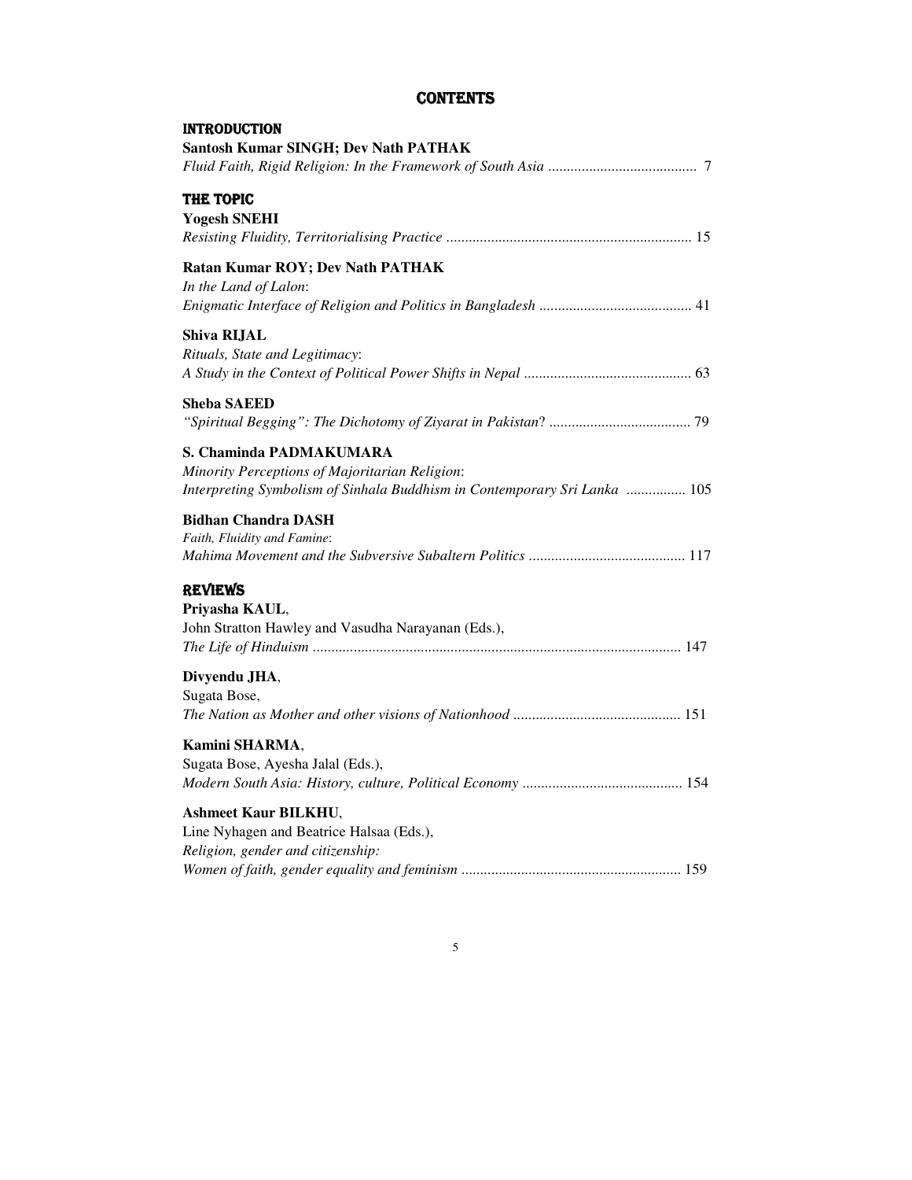# CONTENTS

## INTRODUCTION

**Santosh Kumar SINGH; Dev Nath PATHAK**
*Fluid Faith, Rigid Religion: In the Framework of South Asia* ........................................ 7

## THE TOPIC

**Yogesh SNEHI**
*Resisting Fluidity, Territorialising Practice* ................................................................. 15

**Ratan Kumar ROY; Dev Nath PATHAK**
*In the Land of Lalon*:
*Enigmatic Interface of Religion and Politics in Bangladesh* ......................................... 41

**Shiva RIJAL**
*Rituals, State and Legitimacy*:
*A Study in the Context of Political Power Shifts in Nepal* ............................................ 63

**Sheba SAEED**
*"Spiritual Begging": The Dichotomy of Ziyarat in Pakistan*? ...................................... 79

**S. Chaminda PADMAKUMARA**
*Minority Perceptions of Majoritarian Religion*:
*Interpreting Symbolism of Sinhala Buddhism in Contemporary Sri Lanka* ............... 105

**Bidhan Chandra DASH**
*Faith, Fluidity and Famine*:
*Mahima Movement and the Subversive Subaltern Politics* .......................................... 117

## REVIEWS

**Priyasha KAUL**,
John Stratton Hawley and Vasudha Narayanan (Eds.),
*The Life of Hinduism* .................................................................................................. 147

**Divyendu JHA**,
Sugata Bose,
*The Nation as Mother and other visions of Nationhood* ............................................. 151

**Kamini SHARMA**,
Sugata Bose, Ayesha Jalal (Eds.),
*Modern South Asia: History, culture, Political Economy* ........................................... 154

**Ashmeet Kaur BILKHU**,
Line Nyhagen and Beatrice Halsaa (Eds.),
*Religion, gender and citizenship:*
*Women of faith, gender equality and feminism* ........................................................... 159